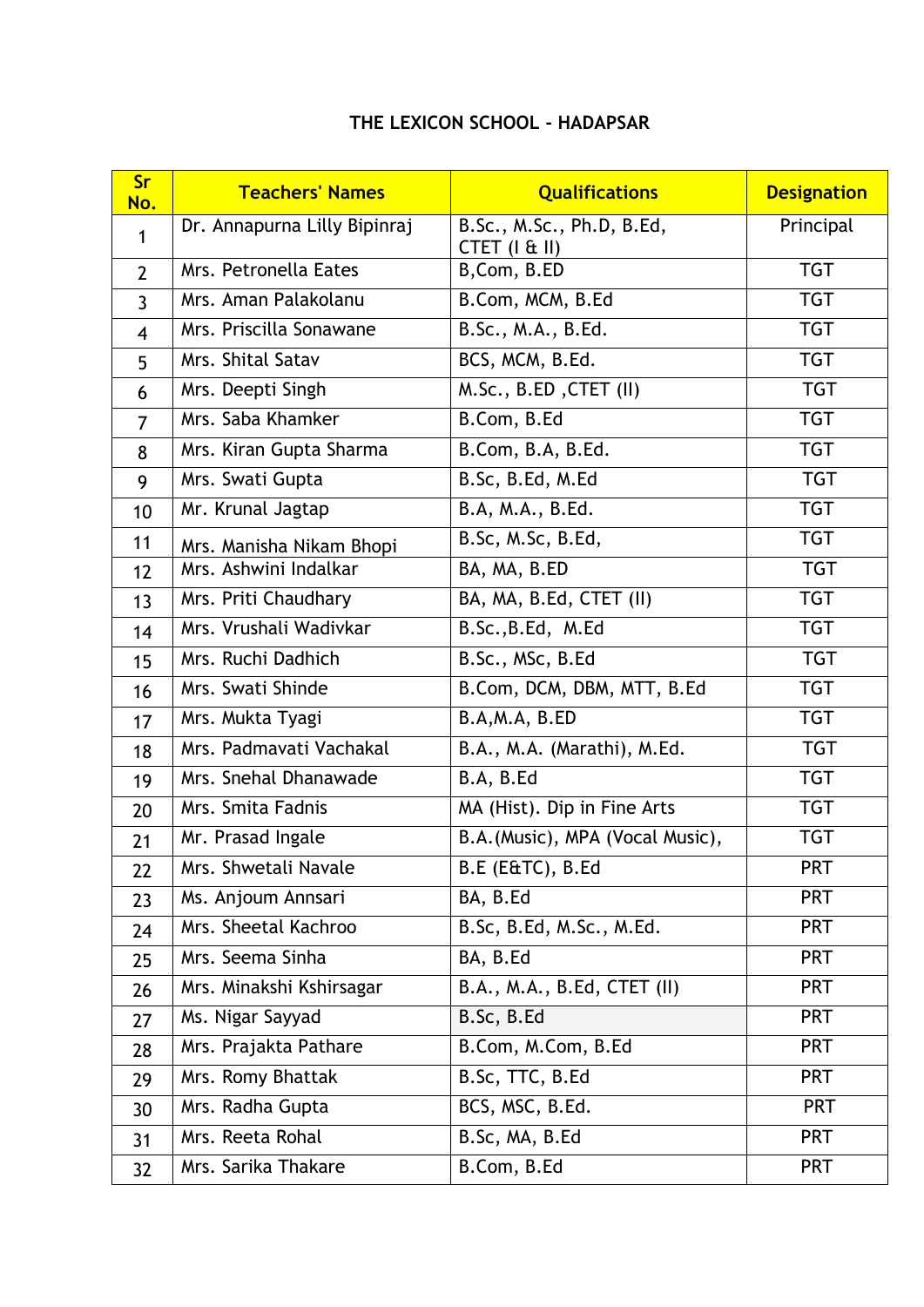**THE LEXICON SCHOOL - HADAPSAR**

| Sr No. | Teachers' Names | Qualifications | Designation |
|---|---|---|---|
| 1 | Dr. Annapurna Lilly Bipinraj | B.Sc., M.Sc., Ph.D, B.Ed, CTET (I & II) | Principal |
| 2 | Mrs. Petronella Eates | B,Com, B.ED | TGT |
| 3 | Mrs. Aman Palakolanu | B.Com, MCM, B.Ed | TGT |
| 4 | Mrs. Priscilla Sonawane | B.Sc., M.A., B.Ed. | TGT |
| 5 | Mrs. Shital Satav | BCS, MCM, B.Ed. | TGT |
| 6 | Mrs. Deepti Singh | M.Sc., B.ED ,CTET (II) | TGT |
| 7 | Mrs. Saba Khamker | B.Com, B.Ed | TGT |
| 8 | Mrs. Kiran Gupta Sharma | B.Com, B.A, B.Ed. | TGT |
| 9 | Mrs. Swati Gupta | B.Sc, B.Ed, M.Ed | TGT |
| 10 | Mr. Krunal Jagtap | B.A, M.A., B.Ed. | TGT |
| 11 | Mrs. Manisha Nikam Bhopi | B.Sc, M.Sc, B.Ed, | TGT |
| 12 | Mrs. Ashwini Indalkar | BA, MA, B.ED | TGT |
| 13 | Mrs. Priti Chaudhary | BA, MA, B.Ed, CTET (II) | TGT |
| 14 | Mrs. Vrushali Wadivkar | B.Sc.,B.Ed, M.Ed | TGT |
| 15 | Mrs. Ruchi Dadhich | B.Sc., MSc, B.Ed | TGT |
| 16 | Mrs. Swati Shinde | B.Com, DCM, DBM, MTT, B.Ed | TGT |
| 17 | Mrs. Mukta Tyagi | B.A,M.A, B.ED | TGT |
| 18 | Mrs. Padmavati Vachakal | B.A., M.A. (Marathi), M.Ed. | TGT |
| 19 | Mrs. Snehal Dhanawade | B.A, B.Ed | TGT |
| 20 | Mrs. Smita Fadnis | MA (Hist). Dip in Fine Arts | TGT |
| 21 | Mr. Prasad Ingale | B.A.(Music), MPA (Vocal Music), | TGT |
| 22 | Mrs. Shwetali Navale | B.E (E&TC), B.Ed | PRT |
| 23 | Ms. Anjoum Annsari | BA, B.Ed | PRT |
| 24 | Mrs. Sheetal Kachroo | B.Sc, B.Ed, M.Sc., M.Ed. | PRT |
| 25 | Mrs. Seema Sinha | BA, B.Ed | PRT |
| 26 | Mrs. Minakshi Kshirsagar | B.A., M.A., B.Ed, CTET (II) | PRT |
| 27 | Ms. Nigar Sayyad | B.Sc, B.Ed | PRT |
| 28 | Mrs. Prajakta Pathare | B.Com, M.Com, B.Ed | PRT |
| 29 | Mrs. Romy Bhattak | B.Sc, TTC, B.Ed | PRT |
| 30 | Mrs. Radha Gupta | BCS, MSC, B.Ed. | PRT |
| 31 | Mrs. Reeta Rohal | B.Sc, MA, B.Ed | PRT |
| 32 | Mrs. Sarika Thakare | B.Com, B.Ed | PRT |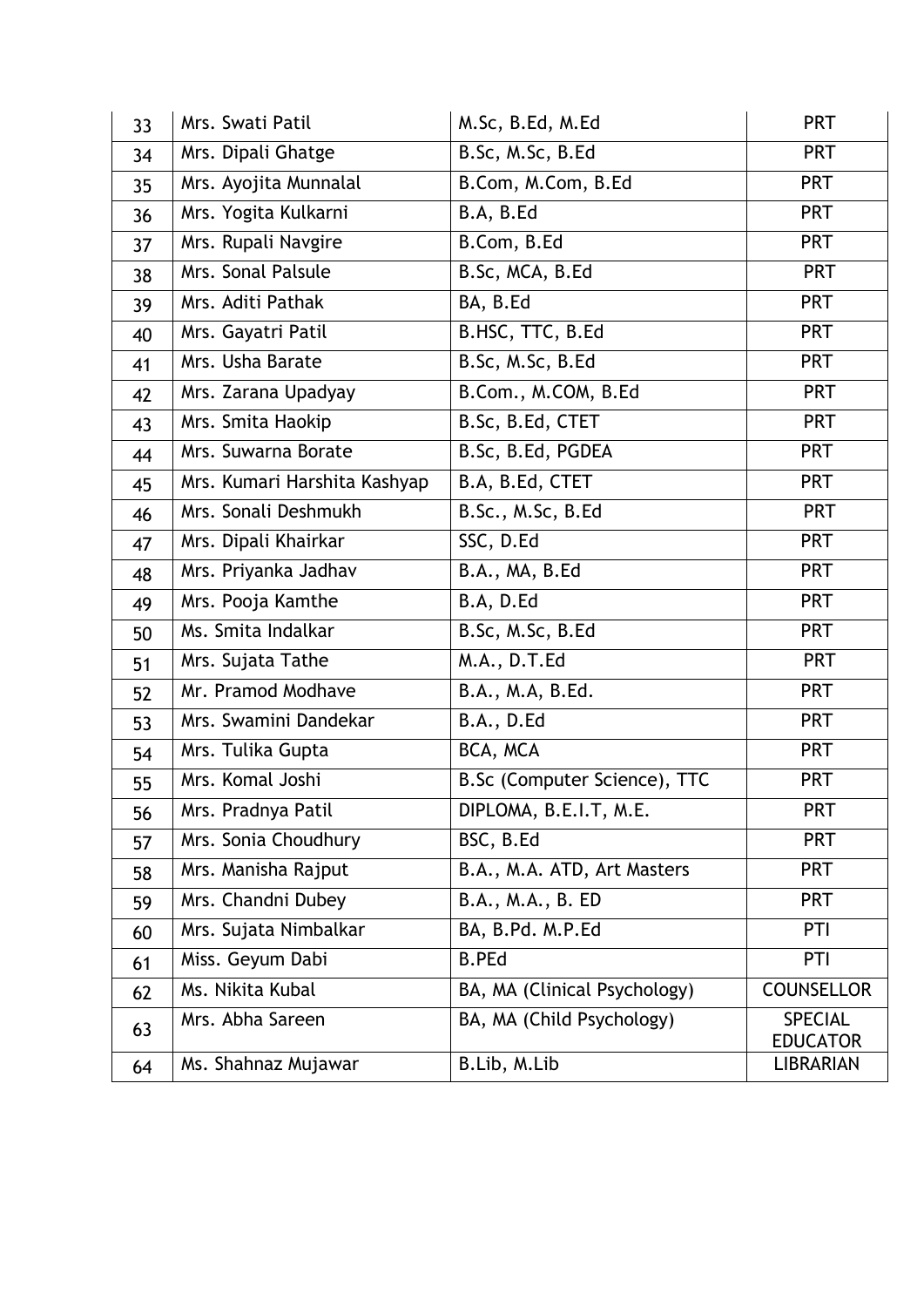| | | | |
|---|---|---|---|
| 33 | Mrs. Swati Patil | M.Sc, B.Ed, M.Ed | PRT |
| 34 | Mrs. Dipali Ghatge | B.Sc, M.Sc, B.Ed | PRT |
| 35 | Mrs. Ayojita Munnalal | B.Com, M.Com, B.Ed | PRT |
| 36 | Mrs. Yogita Kulkarni | B.A, B.Ed | PRT |
| 37 | Mrs. Rupali Navgire | B.Com, B.Ed | PRT |
| 38 | Mrs. Sonal Palsule | B.Sc, MCA, B.Ed | PRT |
| 39 | Mrs. Aditi Pathak | BA, B.Ed | PRT |
| 40 | Mrs. Gayatri Patil | B.HSC, TTC, B.Ed | PRT |
| 41 | Mrs. Usha Barate | B.Sc, M.Sc, B.Ed | PRT |
| 42 | Mrs. Zarana Upadyay | B.Com., M.COM, B.Ed | PRT |
| 43 | Mrs. Smita Haokip | B.Sc, B.Ed, CTET | PRT |
| 44 | Mrs. Suwarna Borate | B.Sc, B.Ed, PGDEA | PRT |
| 45 | Mrs. Kumari Harshita Kashyap | B.A, B.Ed, CTET | PRT |
| 46 | Mrs. Sonali Deshmukh | B.Sc., M.Sc, B.Ed | PRT |
| 47 | Mrs. Dipali Khairkar | SSC, D.Ed | PRT |
| 48 | Mrs. Priyanka Jadhav | B.A., MA, B.Ed | PRT |
| 49 | Mrs. Pooja Kamthe | B.A, D.Ed | PRT |
| 50 | Ms. Smita Indalkar | B.Sc, M.Sc, B.Ed | PRT |
| 51 | Mrs. Sujata Tathe | M.A., D.T.Ed | PRT |
| 52 | Mr. Pramod Modhave | B.A., M.A, B.Ed. | PRT |
| 53 | Mrs. Swamini Dandekar | B.A., D.Ed | PRT |
| 54 | Mrs. Tulika Gupta | BCA, MCA | PRT |
| 55 | Mrs. Komal Joshi | B.Sc (Computer Science), TTC | PRT |
| 56 | Mrs. Pradnya Patil | DIPLOMA, B.E.I.T, M.E. | PRT |
| 57 | Mrs. Sonia Choudhury | BSC, B.Ed | PRT |
| 58 | Mrs. Manisha Rajput | B.A., M.A. ATD, Art Masters | PRT |
| 59 | Mrs. Chandni Dubey | B.A., M.A., B. ED | PRT |
| 60 | Mrs. Sujata Nimbalkar | BA, B.Pd. M.P.Ed | PTI |
| 61 | Miss. Geyum Dabi | B.PEd | PTI |
| 62 | Ms. Nikita Kubal | BA, MA (Clinical Psychology) | COUNSELLOR |
| 63 | Mrs. Abha Sareen | BA, MA (Child Psychology) | SPECIAL EDUCATOR |
| 64 | Ms. Shahnaz Mujawar | B.Lib, M.Lib | LIBRARIAN |